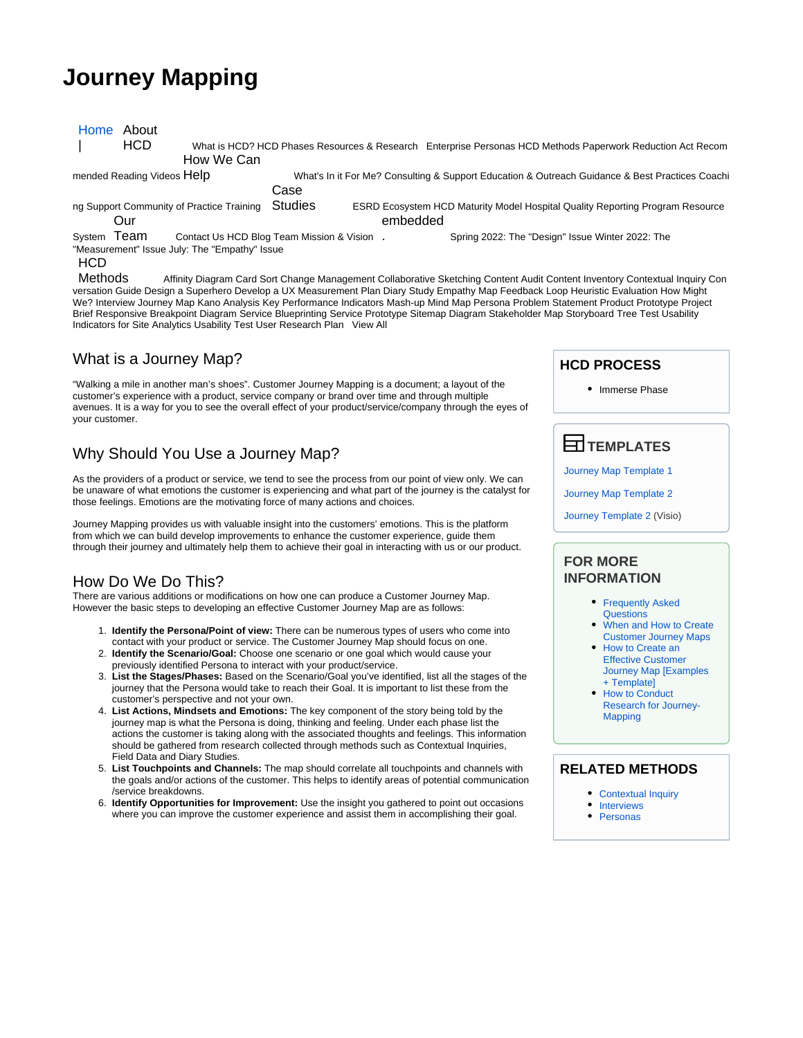# Journey Mapping

Home | About HCD What is HCD? HCD Phases Resources & Research Enterprise Personas HCD Methods Paperwork Reduction Act Recommended Reading Videos How We Can Help What's In it For Me? Consulting & Support Education & Outreach Guidance & Best Practices Coaching Support Community of Practice Training Case Studies ESRD Ecosystem HCD Maturity Model Hospital Quality Reporting Program Resource System Our Team Contact Us HCD Blog Team Mission & Vision embedded . Spring 2022: The "Design" Issue Winter 2022: The "Measurement" Issue July: The "Empathy" Issue

HCD Methods Affinity Diagram Card Sort Change Management Collaborative Sketching Content Audit Content Inventory Contextual Inquiry Conversation Guide Design a Superhero Develop a UX Measurement Plan Diary Study Empathy Map Feedback Loop Heuristic Evaluation How Might We? Interview Journey Map Kano Analysis Key Performance Indicators Mash-up Mind Map Persona Problem Statement Product Prototype Project Brief Responsive Breakpoint Diagram Service Blueprinting Service Prototype Sitemap Diagram Stakeholder Map Storyboard Tree Test Usability Indicators for Site Analytics Usability Test User Research Plan View All

## What is a Journey Map?

“Walking a mile in another man’s shoes”. Customer Journey Mapping is a document; a layout of the customer’s experience with a product, service company or brand over time and through multiple avenues. It is a way for you to see the overall effect of your product/service/company through the eyes of your customer.

## Why Should You Use a Journey Map?

As the providers of a product or service, we tend to see the process from our point of view only. We can be unaware of what emotions the customer is experiencing and what part of the journey is the catalyst for those feelings. Emotions are the motivating force of many actions and choices.

Journey Mapping provides us with valuable insight into the customers’ emotions. This is the platform from which we can build develop improvements to enhance the customer experience, guide them through their journey and ultimately help them to achieve their goal in interacting with us or our product.

## How Do We Do This?

There are various additions or modifications on how one can produce a Customer Journey Map. However the basic steps to developing an effective Customer Journey Map are as follows:

1. **Identify the Persona/Point of view:** There can be numerous types of users who come into contact with your product or service. The Customer Journey Map should focus on one.
2. **Identify the Scenario/Goal:** Choose one scenario or one goal which would cause your previously identified Persona to interact with your product/service.
3. **List the Stages/Phases:** Based on the Scenario/Goal you've identified, list all the stages of the journey that the Persona would take to reach their Goal. It is important to list these from the customer's perspective and not your own.
4. **List Actions, Mindsets and Emotions:** The key component of the story being told by the journey map is what the Persona is doing, thinking and feeling. Under each phase list the actions the customer is taking along with the associated thoughts and feelings. This information should be gathered from research collected through methods such as Contextual Inquiries, Field Data and Diary Studies.
5. **List Touchpoints and Channels:** The map should correlate all touchpoints and channels with the goals and/or actions of the customer. This helps to identify areas of potential communication /service breakdowns.
6. **Identify Opportunities for Improvement:** Use the insight you gathered to point out occasions where you can improve the customer experience and assist them in accomplishing their goal.

### HCD PROCESS

- Immerse Phase

### TEMPLATES

Journey Map Template 1

Journey Map Template 2

Journey Template 2 (Visio)

### FOR MORE INFORMATION

- Frequently Asked Questions
- When and How to Create Customer Journey Maps
- How to Create an Effective Customer Journey Map [Examples + Template]
- How to Conduct Research for Journey-Mapping

### RELATED METHODS

- Contextual Inquiry
- Interviews
- Personas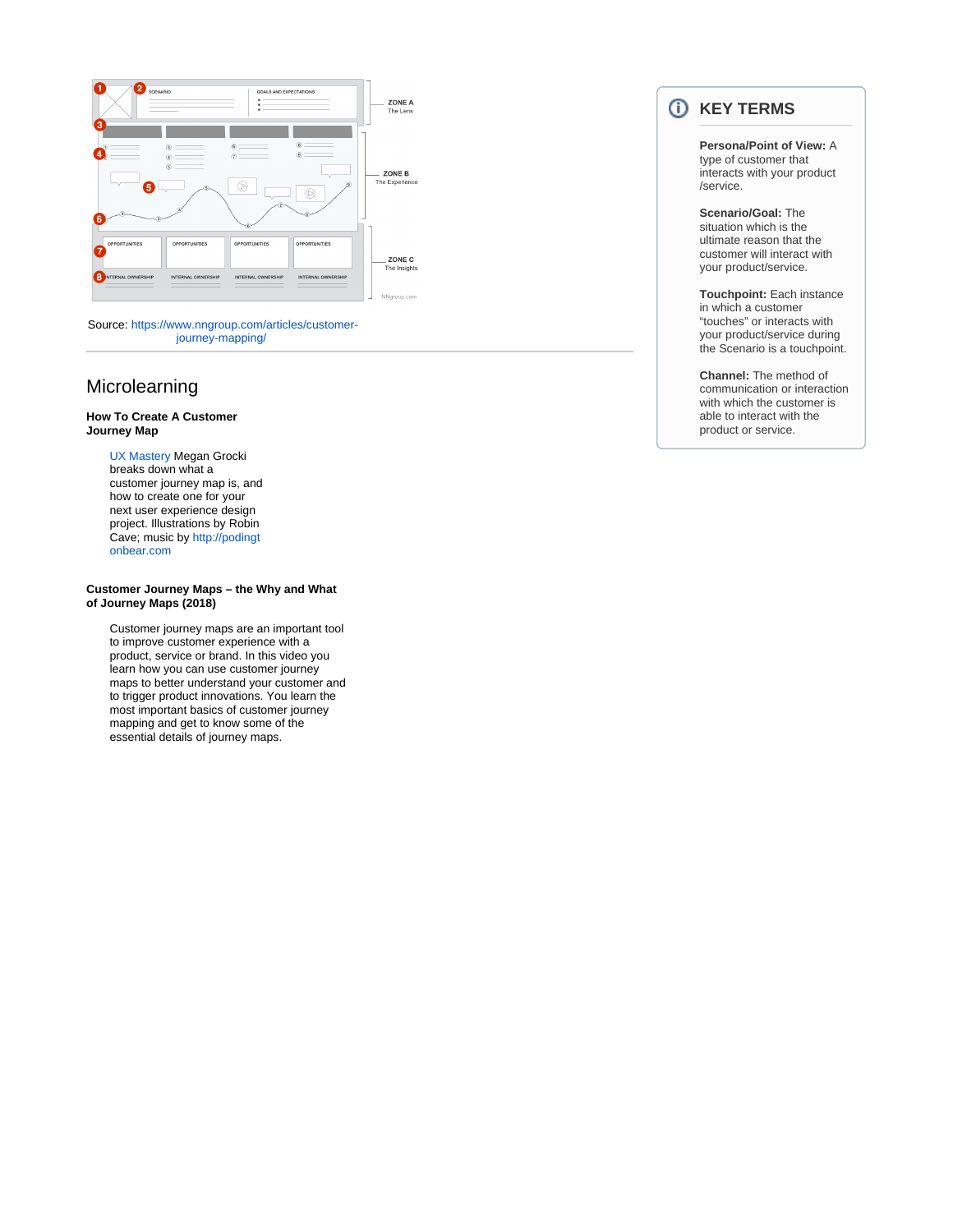ZONE A
The Lens

ZONE B
The Experience

ZONE C
The Insights

SCENARIO

GOALS AND EXPECTATIONS

OPPORTUNITIES

INTERNAL OWNERSHIP

NNgroup.com

Source: https://www.nngroup.com/articles/customer-journey-mapping/

## Microlearning

**How To Create A Customer Journey Map**

UX Mastery Megan Grocki breaks down what a customer journey map is, and how to create one for your next user experience design project. Illustrations by Robin Cave; music by http://podingtonbear.com

**Customer Journey Maps – the Why and What of Journey Maps (2018)**

Customer journey maps are an important tool to improve customer experience with a product, service or brand. In this video you learn how you can use customer journey maps to better understand your customer and to trigger product innovations. You learn the most important basics of customer journey mapping and get to know some of the essential details of journey maps.

## KEY TERMS

**Persona/Point of View:** A type of customer that interacts with your product /service.

**Scenario/Goal:** The situation which is the ultimate reason that the customer will interact with your product/service.

**Touchpoint:** Each instance in which a customer "touches" or interacts with your product/service during the Scenario is a touchpoint.

**Channel:** The method of communication or interaction with which the customer is able to interact with the product or service.